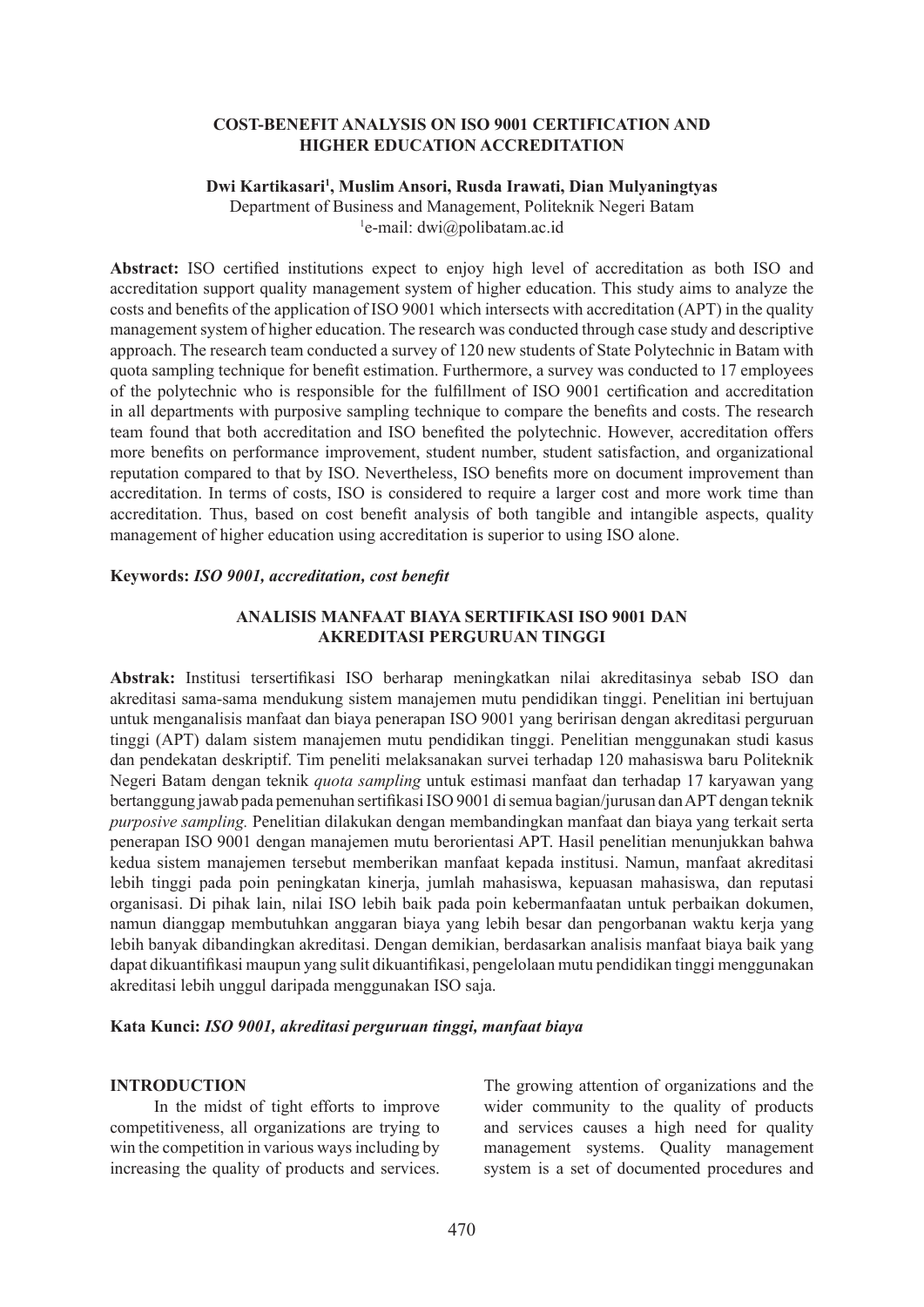# COST-BENEFIT ANALYSIS ON ISO 9001 CERTIFICATION AND HIGHER EDUCATION ACCREDITATION

**Dwi Kartikasari[1], Muslim Ansori, Rusda Irawati, Dian Mulyaningtyas**

Department of Business and Management, Politeknik Negeri Batam

[1]e-mail: dwi@polibatam.ac.id

**Abstract:** ISO certified institutions expect to enjoy high level of accreditation as both ISO and accreditation support quality management system of higher education. This study aims to analyze the costs and benefits of the application of ISO 9001 which intersects with accreditation (APT) in the quality management system of higher education. The research was conducted through case study and descriptive approach. The research team conducted a survey of 120 new students of State Polytechnic in Batam with quota sampling technique for benefit estimation. Furthermore, a survey was conducted to 17 employees of the polytechnic who is responsible for the fulfillment of ISO 9001 certification and accreditation in all departments with purposive sampling technique to compare the benefits and costs. The research team found that both accreditation and ISO benefited the polytechnic. However, accreditation offers more benefits on performance improvement, student number, student satisfaction, and organizational reputation compared to that by ISO. Nevertheless, ISO benefits more on document improvement than accreditation. In terms of costs, ISO is considered to require a larger cost and more work time than accreditation. Thus, based on cost benefit analysis of both tangible and intangible aspects, quality management of higher education using accreditation is superior to using ISO alone.

**Keywords:** ***ISO 9001, accreditation, cost benefit***

# ANALISIS MANFAAT BIAYA SERTIFIKASI ISO 9001 DAN AKREDITASI PERGURUAN TINGGI

**Abstrak:** Institusi tersertifikasi ISO berharap meningkatkan nilai akreditasinya sebab ISO dan akreditasi sama-sama mendukung sistem manajemen mutu pendidikan tinggi. Penelitian ini bertujuan untuk menganalisis manfaat dan biaya penerapan ISO 9001 yang beririsan dengan akreditasi perguruan tinggi (APT) dalam sistem manajemen mutu pendidikan tinggi. Penelitian menggunakan studi kasus dan pendekatan deskriptif. Tim peneliti melaksanakan survei terhadap 120 mahasiswa baru Politeknik Negeri Batam dengan teknik *quota sampling* untuk estimasi manfaat dan terhadap 17 karyawan yang bertanggung jawab pada pemenuhan sertifikasi ISO 9001 di semua bagian/jurusan dan APT dengan teknik *purposive sampling.* Penelitian dilakukan dengan membandingkan manfaat dan biaya yang terkait serta penerapan ISO 9001 dengan manajemen mutu berorientasi APT. Hasil penelitian menunjukkan bahwa kedua sistem manajemen tersebut memberikan manfaat kepada institusi. Namun, manfaat akreditasi lebih tinggi pada poin peningkatan kinerja, jumlah mahasiswa, kepuasan mahasiswa, dan reputasi organisasi. Di pihak lain, nilai ISO lebih baik pada poin kebermanfaatan untuk perbaikan dokumen, namun dianggap membutuhkan anggaran biaya yang lebih besar dan pengorbanan waktu kerja yang lebih banyak dibandingkan akreditasi. Dengan demikian, berdasarkan analisis manfaat biaya baik yang dapat dikuantifikasi maupun yang sulit dikuantifikasi, pengelolaan mutu pendidikan tinggi menggunakan akreditasi lebih unggul daripada menggunakan ISO saja.

**Kata Kunci:** ***ISO 9001, akreditasi perguruan tinggi, manfaat biaya***

## INTRODUCTION

In the midst of tight efforts to improve competitiveness, all organizations are trying to win the competition in various ways including by increasing the quality of products and services. The growing attention of organizations and the wider community to the quality of products and services causes a high need for quality management systems. Quality management system is a set of documented procedures and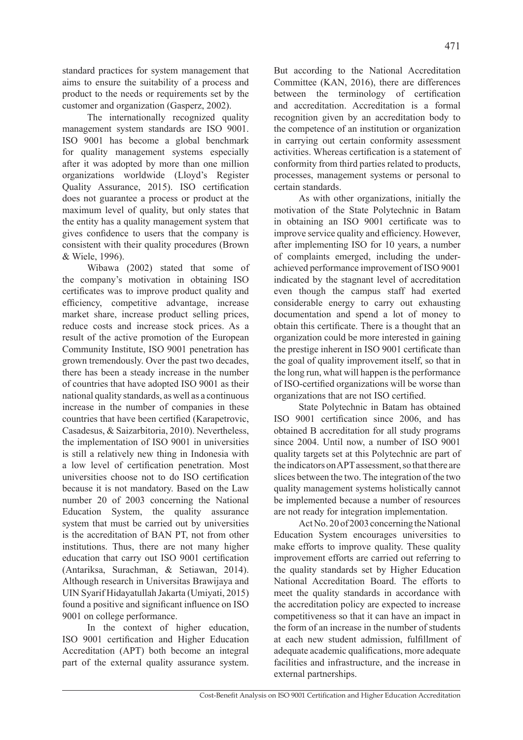standard practices for system management that aims to ensure the suitability of a process and product to the needs or requirements set by the customer and organization (Gasperz, 2002).

The internationally recognized quality management system standards are ISO 9001. ISO 9001 has become a global benchmark for quality management systems especially after it was adopted by more than one million organizations worldwide (Lloyd's Register Quality Assurance, 2015). ISO certification does not guarantee a process or product at the maximum level of quality, but only states that the entity has a quality management system that gives confidence to users that the company is consistent with their quality procedures (Brown & Wiele, 1996).

Wibawa (2002) stated that some of the company's motivation in obtaining ISO certificates was to improve product quality and efficiency, competitive advantage, increase market share, increase product selling prices, reduce costs and increase stock prices. As a result of the active promotion of the European Community Institute, ISO 9001 penetration has grown tremendously. Over the past two decades, there has been a steady increase in the number of countries that have adopted ISO 9001 as their national quality standards, as well as a continuous increase in the number of companies in these countries that have been certified (Karapetrovic, Casadesus, & Saizarbitoria, 2010). Nevertheless, the implementation of ISO 9001 in universities is still a relatively new thing in Indonesia with a low level of certification penetration. Most universities choose not to do ISO certification because it is not mandatory. Based on the Law number 20 of 2003 concerning the National Education System, the quality assurance system that must be carried out by universities is the accreditation of BAN PT, not from other institutions. Thus, there are not many higher education that carry out ISO 9001 certification (Antariksa, Surachman, & Setiawan, 2014). Although research in Universitas Brawijaya and UIN Syarif Hidayatullah Jakarta (Umiyati, 2015) found a positive and significant influence on ISO 9001 on college performance.

In the context of higher education, ISO 9001 certification and Higher Education Accreditation (APT) both become an integral part of the external quality assurance system. But according to the National Accreditation Committee (KAN, 2016), there are differences between the terminology of certification and accreditation. Accreditation is a formal recognition given by an accreditation body to the competence of an institution or organization in carrying out certain conformity assessment activities. Whereas certification is a statement of conformity from third parties related to products, processes, management systems or personal to certain standards.

As with other organizations, initially the motivation of the State Polytechnic in Batam in obtaining an ISO 9001 certificate was to improve service quality and efficiency. However, after implementing ISO for 10 years, a number of complaints emerged, including the under-achieved performance improvement of ISO 9001 indicated by the stagnant level of accreditation even though the campus staff had exerted considerable energy to carry out exhausting documentation and spend a lot of money to obtain this certificate. There is a thought that an organization could be more interested in gaining the prestige inherent in ISO 9001 certificate than the goal of quality improvement itself, so that in the long run, what will happen is the performance of ISO-certified organizations will be worse than organizations that are not ISO certified.

State Polytechnic in Batam has obtained ISO 9001 certification since 2006, and has obtained B accreditation for all study programs since 2004. Until now, a number of ISO 9001 quality targets set at this Polytechnic are part of the indicators on APT assessment, so that there are slices between the two. The integration of the two quality management systems holistically cannot be implemented because a number of resources are not ready for integration implementation.

Act No. 20 of 2003 concerning the National Education System encourages universities to make efforts to improve quality. These quality improvement efforts are carried out referring to the quality standards set by Higher Education National Accreditation Board. The efforts to meet the quality standards in accordance with the accreditation policy are expected to increase competitiveness so that it can have an impact in the form of an increase in the number of students at each new student admission, fulfillment of adequate academic qualifications, more adequate facilities and infrastructure, and the increase in external partnerships.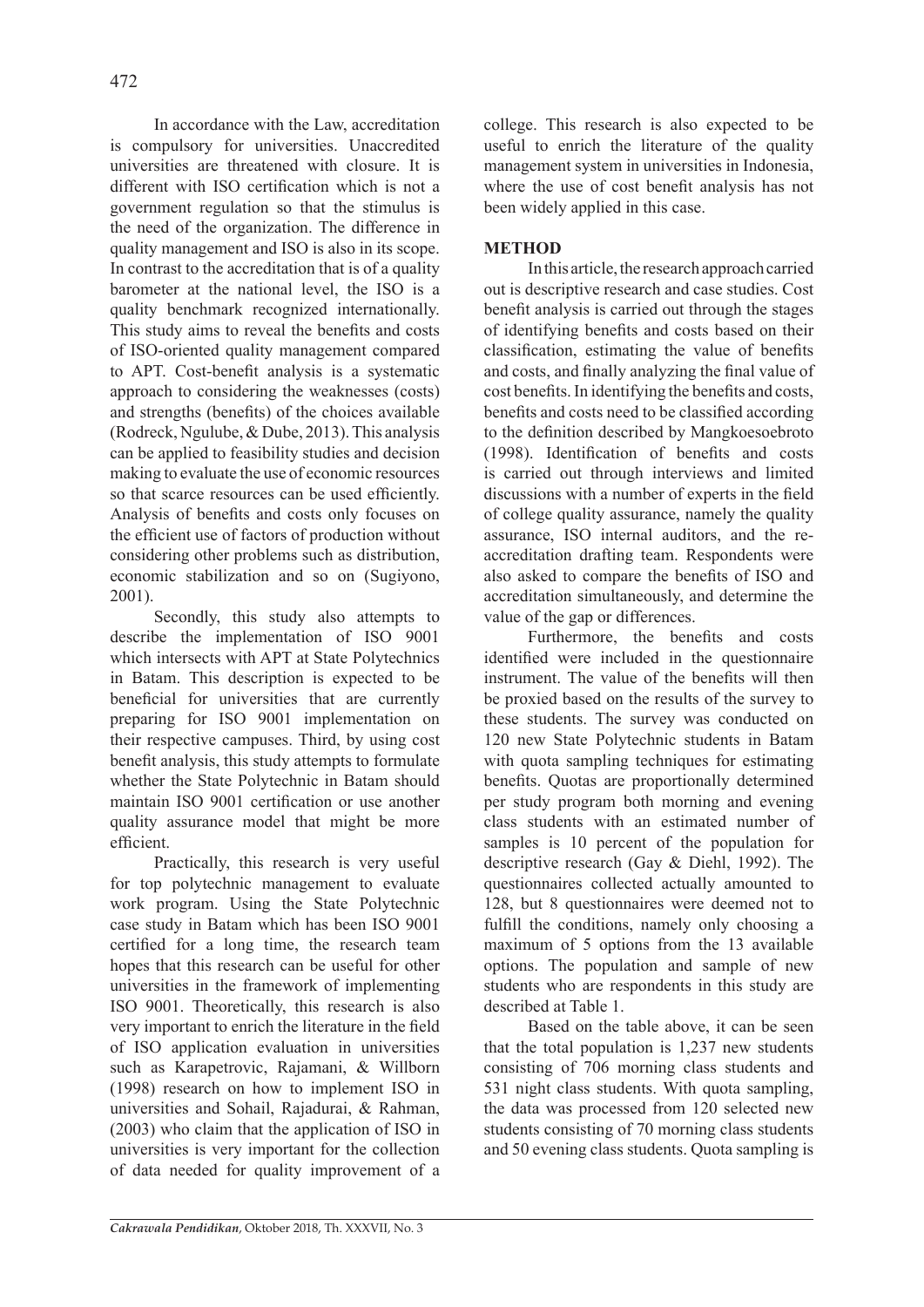In accordance with the Law, accreditation is compulsory for universities. Unaccredited universities are threatened with closure. It is different with ISO certification which is not a government regulation so that the stimulus is the need of the organization. The difference in quality management and ISO is also in its scope. In contrast to the accreditation that is of a quality barometer at the national level, the ISO is a quality benchmark recognized internationally. This study aims to reveal the benefits and costs of ISO-oriented quality management compared to APT. Cost-benefit analysis is a systematic approach to considering the weaknesses (costs) and strengths (benefits) of the choices available (Rodreck, Ngulube, & Dube, 2013). This analysis can be applied to feasibility studies and decision making to evaluate the use of economic resources so that scarce resources can be used efficiently. Analysis of benefits and costs only focuses on the efficient use of factors of production without considering other problems such as distribution, economic stabilization and so on (Sugiyono, 2001).

Secondly, this study also attempts to describe the implementation of ISO 9001 which intersects with APT at State Polytechnics in Batam. This description is expected to be beneficial for universities that are currently preparing for ISO 9001 implementation on their respective campuses. Third, by using cost benefit analysis, this study attempts to formulate whether the State Polytechnic in Batam should maintain ISO 9001 certification or use another quality assurance model that might be more efficient.

Practically, this research is very useful for top polytechnic management to evaluate work program. Using the State Polytechnic case study in Batam which has been ISO 9001 certified for a long time, the research team hopes that this research can be useful for other universities in the framework of implementing ISO 9001. Theoretically, this research is also very important to enrich the literature in the field of ISO application evaluation in universities such as Karapetrovic, Rajamani, & Willborn (1998) research on how to implement ISO in universities and Sohail, Rajadurai, & Rahman, (2003) who claim that the application of ISO in universities is very important for the collection of data needed for quality improvement of a college. This research is also expected to be useful to enrich the literature of the quality management system in universities in Indonesia, where the use of cost benefit analysis has not been widely applied in this case.

## METHOD

In this article, the research approach carried out is descriptive research and case studies. Cost benefit analysis is carried out through the stages of identifying benefits and costs based on their classification, estimating the value of benefits and costs, and finally analyzing the final value of cost benefits. In identifying the benefits and costs, benefits and costs need to be classified according to the definition described by Mangkoesoebroto (1998). Identification of benefits and costs is carried out through interviews and limited discussions with a number of experts in the field of college quality assurance, namely the quality assurance, ISO internal auditors, and the re-accreditation drafting team. Respondents were also asked to compare the benefits of ISO and accreditation simultaneously, and determine the value of the gap or differences.

Furthermore, the benefits and costs identified were included in the questionnaire instrument. The value of the benefits will then be proxied based on the results of the survey to these students. The survey was conducted on 120 new State Polytechnic students in Batam with quota sampling techniques for estimating benefits. Quotas are proportionally determined per study program both morning and evening class students with an estimated number of samples is 10 percent of the population for descriptive research (Gay & Diehl, 1992). The questionnaires collected actually amounted to 128, but 8 questionnaires were deemed not to fulfill the conditions, namely only choosing a maximum of 5 options from the 13 available options. The population and sample of new students who are respondents in this study are described at Table 1.

Based on the table above, it can be seen that the total population is 1,237 new students consisting of 706 morning class students and 531 night class students. With quota sampling, the data was processed from 120 selected new students consisting of 70 morning class students and 50 evening class students. Quota sampling is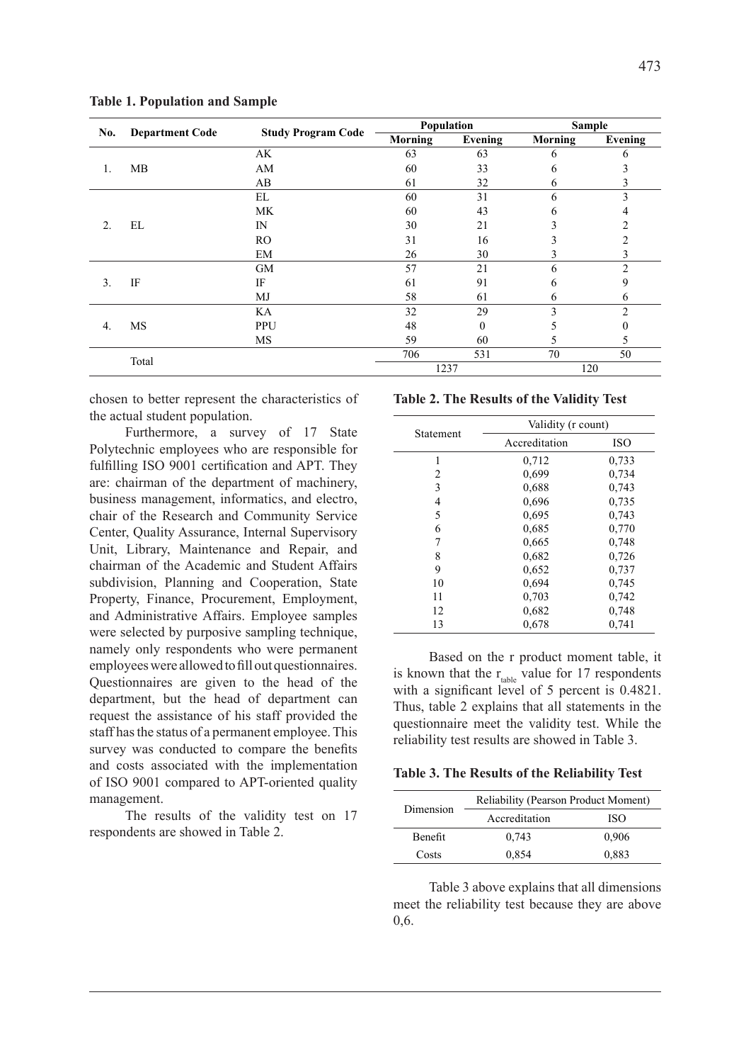**Table 1. Population and Sample**

| No. | Department Code | Study Program Code | Population | | Sample | |
|---|---|---|---|---|---|---|
| | | | Morning | Evening | Morning | Evening |
| 1. | MB | AK | 63 | 63 | 6 | 6 |
| | | AM | 60 | 33 | 6 | 3 |
| | | AB | 61 | 32 | 6 | 3 |
| 2. | EL | EL | 60 | 31 | 6 | 3 |
| | | MK | 60 | 43 | 6 | 4 |
| | | IN | 30 | 21 | 3 | 2 |
| | | RO | 31 | 16 | 3 | 2 |
| | | EM | 26 | 30 | 3 | 3 |
| 3. | IF | GM | 57 | 21 | 6 | 2 |
| | | IF | 61 | 91 | 6 | 9 |
| | | MJ | 58 | 61 | 6 | 6 |
| 4. | MS | KA | 32 | 29 | 3 | 2 |
| | | PPU | 48 | 0 | 5 | 0 |
| | | MS | 59 | 60 | 5 | 5 |
| Total | | | 706 | 531 | 70 | 50 |
| | | | 1237 | | 120 | |

chosen to better represent the characteristics of the actual student population.

Furthermore, a survey of 17 State Polytechnic employees who are responsible for fulfilling ISO 9001 certification and APT. They are: chairman of the department of machinery, business management, informatics, and electro, chair of the Research and Community Service Center, Quality Assurance, Internal Supervisory Unit, Library, Maintenance and Repair, and chairman of the Academic and Student Affairs subdivision, Planning and Cooperation, State Property, Finance, Procurement, Employment, and Administrative Affairs. Employee samples were selected by purposive sampling technique, namely only respondents who were permanent employees were allowed to fill out questionnaires. Questionnaires are given to the head of the department, but the head of department can request the assistance of his staff provided the staff has the status of a permanent employee. This survey was conducted to compare the benefits and costs associated with the implementation of ISO 9001 compared to APT-oriented quality management.

The results of the validity test on 17 respondents are showed in Table 2.

**Table 2. The Results of the Validity Test**

| Statement | Validity (r count) | |
|---|---|---|
| | Accreditation | ISO |
| 1 | 0,712 | 0,733 |
| 2 | 0,699 | 0,734 |
| 3 | 0,688 | 0,743 |
| 4 | 0,696 | 0,735 |
| 5 | 0,695 | 0,743 |
| 6 | 0,685 | 0,770 |
| 7 | 0,665 | 0,748 |
| 8 | 0,682 | 0,726 |
| 9 | 0,652 | 0,737 |
| 10 | 0,694 | 0,745 |
| 11 | 0,703 | 0,742 |
| 12 | 0,682 | 0,748 |
| 13 | 0,678 | 0,741 |

Based on the r product moment table, it is known that the $r_{table}$ value for 17 respondents with a significant level of 5 percent is 0.4821. Thus, table 2 explains that all statements in the questionnaire meet the validity test. While the reliability test results are showed in Table 3.

**Table 3. The Results of the Reliability Test**

| Dimension | Reliability (Pearson Product Moment) | |
|---|---|---|
| | Accreditation | ISO |
| Benefit | 0,743 | 0,906 |
| Costs | 0,854 | 0,883 |

Table 3 above explains that all dimensions meet the reliability test because they are above 0,6.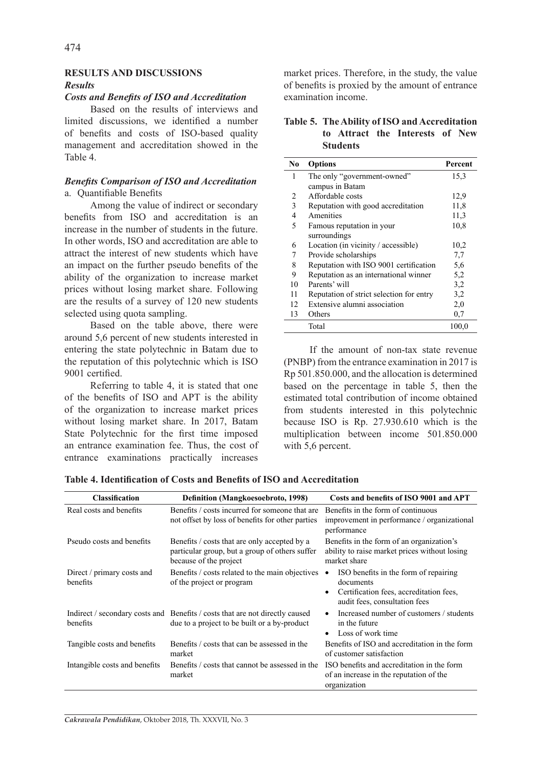## RESULTS AND DISCUSSIONS

### *Results*

#### *Costs and Benefits of ISO and Accreditation*

Based on the results of interviews and limited discussions, we identified a number of benefits and costs of ISO-based quality management and accreditation showed in the Table 4.

#### *Benefits Comparison of ISO and Accreditation*

a. Quantifiable Benefits

Among the value of indirect or secondary benefits from ISO and accreditation is an increase in the number of students in the future. In other words, ISO and accreditation are able to attract the interest of new students which have an impact on the further pseudo benefits of the ability of the organization to increase market prices without losing market share. Following are the results of a survey of 120 new students selected using quota sampling.

Based on the table above, there were around 5,6 percent of new students interested in entering the state polytechnic in Batam due to the reputation of this polytechnic which is ISO 9001 certified.

Referring to table 4, it is stated that one of the benefits of ISO and APT is the ability of the organization to increase market prices without losing market share. In 2017, Batam State Polytechnic for the first time imposed an entrance examination fee. Thus, the cost of entrance examinations practically increases market prices. Therefore, in the study, the value of benefits is proxied by the amount of entrance examination income.

**Table 5. The Ability of ISO and Accreditation to Attract the Interests of New Students**

| No | Options | Percent |
|---|---|---|
| 1 | The only "government-owned" campus in Batam | 15,3 |
| 2 | Affordable costs | 12,9 |
| 3 | Reputation with good accreditation | 11,8 |
| 4 | Amenities | 11,3 |
| 5 | Famous reputation in your surroundings | 10,8 |
| 6 | Location (in vicinity / accessible) | 10,2 |
| 7 | Provide scholarships | 7,7 |
| 8 | Reputation with ISO 9001 certification | 5,6 |
| 9 | Reputation as an international winner | 5,2 |
| 10 | Parents' will | 3,2 |
| 11 | Reputation of strict selection for entry | 3,2 |
| 12 | Extensive alumni association | 2,0 |
| 13 | Others | 0,7 |
| | Total | 100,0 |

If the amount of non-tax state revenue (PNBP) from the entrance examination in 2017 is Rp 501.850.000, and the allocation is determined based on the percentage in table 5, then the estimated total contribution of income obtained from students interested in this polytechnic because ISO is Rp. 27.930.610 which is the multiplication between income 501.850.000 with 5,6 percent.

**Table 4. Identification of Costs and Benefits of ISO and Accreditation**

| Classification | Definition (Mangkoesoebroto, 1998) | Costs and benefits of ISO 9001 and APT |
|---|---|---|
| Real costs and benefits | Benefits / costs incurred for someone that are not offset by loss of benefits for other parties | Benefits in the form of continuous improvement in performance / organizational performance |
| Pseudo costs and benefits | Benefits / costs that are only accepted by a particular group, but a group of others suffer because of the project | Benefits in the form of an organization's ability to raise market prices without losing market share |
| Direct / primary costs and benefits | Benefits / costs related to the main objectives of the project or program | • ISO benefits in the form of repairing documents<br>• Certification fees, accreditation fees, audit fees, consultation fees |
| Indirect / secondary costs and benefits | Benefits / costs that are not directly caused due to a project to be built or a by-product | • Increased number of customers / students in the future<br>• Loss of work time |
| Tangible costs and benefits | Benefits / costs that can be assessed in the market | Benefits of ISO and accreditation in the form of customer satisfaction |
| Intangible costs and benefits | Benefits / costs that cannot be assessed in the market | ISO benefits and accreditation in the form of an increase in the reputation of the organization |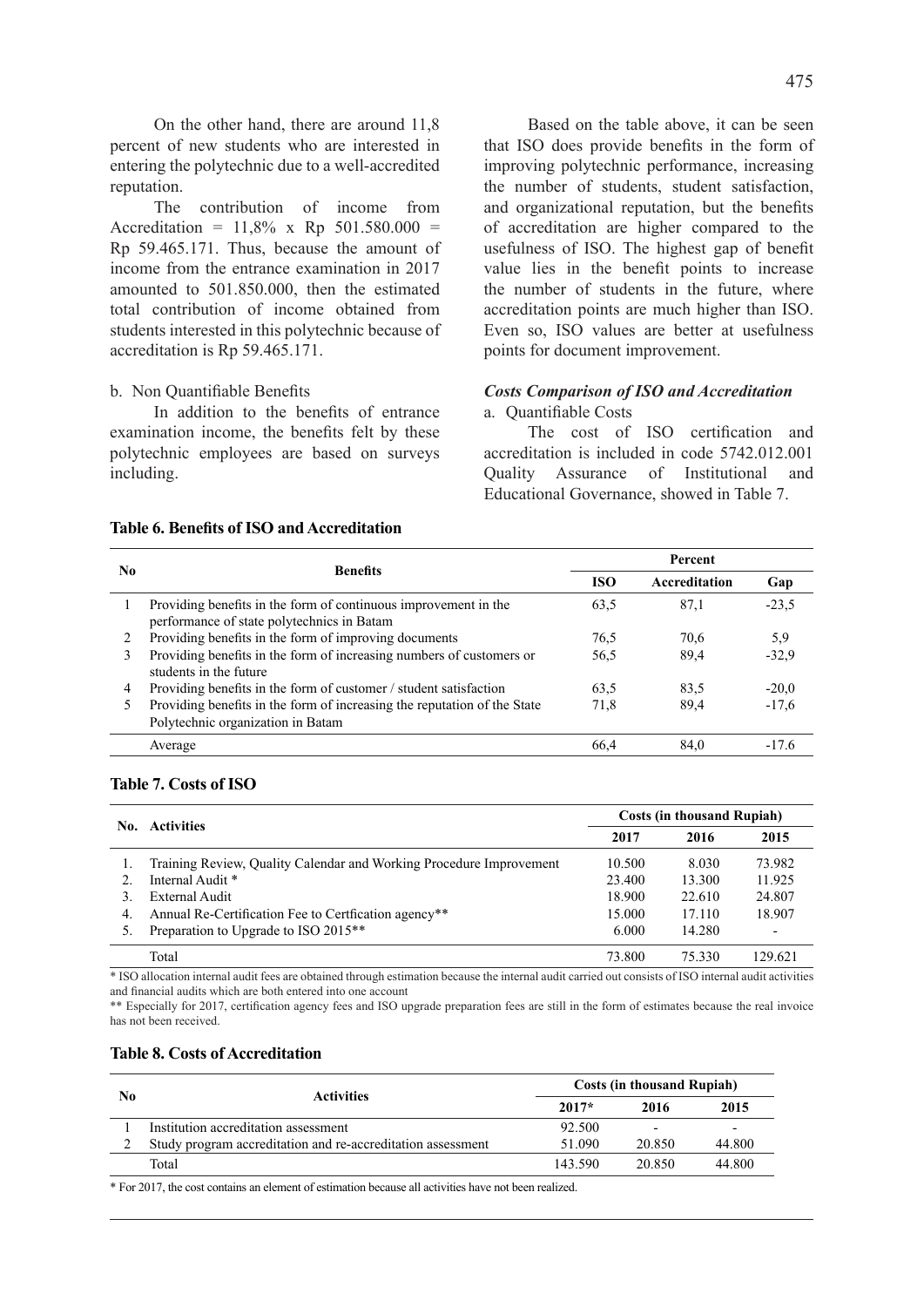On the other hand, there are around 11,8 percent of new students who are interested in entering the polytechnic due to a well-accredited reputation.

The contribution of income from Accreditation = 11,8% x Rp 501.580.000 = Rp 59.465.171. Thus, because the amount of income from the entrance examination in 2017 amounted to 501.850.000, then the estimated total contribution of income obtained from students interested in this polytechnic because of accreditation is Rp 59.465.171.

b. Non Quantifiable Benefits

In addition to the benefits of entrance examination income, the benefits felt by these polytechnic employees are based on surveys including.

Based on the table above, it can be seen that ISO does provide benefits in the form of improving polytechnic performance, increasing the number of students, student satisfaction, and organizational reputation, but the benefits of accreditation are higher compared to the usefulness of ISO. The highest gap of benefit value lies in the benefit points to increase the number of students in the future, where accreditation points are much higher than ISO. Even so, ISO values are better at usefulness points for document improvement.

### *Costs Comparison of ISO and Accreditation*

a. Quantifiable Costs

The cost of ISO certification and accreditation is included in code 5742.012.001 Quality Assurance of Institutional and Educational Governance, showed in Table 7.

**Table 6. Benefits of ISO and Accreditation**

| No | Benefits | Percent | | |
|---|---|---|---|---|
| | | ISO | Accreditation | Gap |
| 1 | Providing benefits in the form of continuous improvement in the performance of state polytechnics in Batam | 63,5 | 87,1 | -23,5 |
| 2 | Providing benefits in the form of improving documents | 76,5 | 70,6 | 5,9 |
| 3 | Providing benefits in the form of increasing numbers of customers or students in the future | 56,5 | 89,4 | -32,9 |
| 4 | Providing benefits in the form of customer / student satisfaction | 63,5 | 83,5 | -20,0 |
| 5 | Providing benefits in the form of increasing the reputation of the State Polytechnic organization in Batam | 71,8 | 89,4 | -17,6 |
| | Average | 66,4 | 84,0 | -17.6 |

**Table 7. Costs of ISO**

| No. | Activities | Costs (in thousand Rupiah) | | |
|---|---|---|---|---|
| | | 2017 | 2016 | 2015 |
| 1. | Training Review, Quality Calendar and Working Procedure Improvement | 10.500 | 8.030 | 73.982 |
| 2. | Internal Audit * | 23.400 | 13.300 | 11.925 |
| 3. | External Audit | 18.900 | 22.610 | 24.807 |
| 4. | Annual Re-Certification Fee to Certfication agency** | 15.000 | 17.110 | 18.907 |
| 5. | Preparation to Upgrade to ISO 2015** | 6.000 | 14.280 | - |
| | Total | 73.800 | 75.330 | 129.621 |

\* ISO allocation internal audit fees are obtained through estimation because the internal audit carried out consists of ISO internal audit activities and financial audits which are both entered into one account

\*\* Especially for 2017, certification agency fees and ISO upgrade preparation fees are still in the form of estimates because the real invoice has not been received.

**Table 8. Costs of Accreditation**

| No | Activities | Costs (in thousand Rupiah) | | |
|---|---|---|---|---|
| | | 2017* | 2016 | 2015 |
| 1 | Institution accreditation assessment | 92.500 | - | - |
| 2 | Study program accreditation and re-accreditation assessment | 51.090 | 20.850 | 44.800 |
| | Total | 143.590 | 20.850 | 44.800 |

\* For 2017, the cost contains an element of estimation because all activities have not been realized.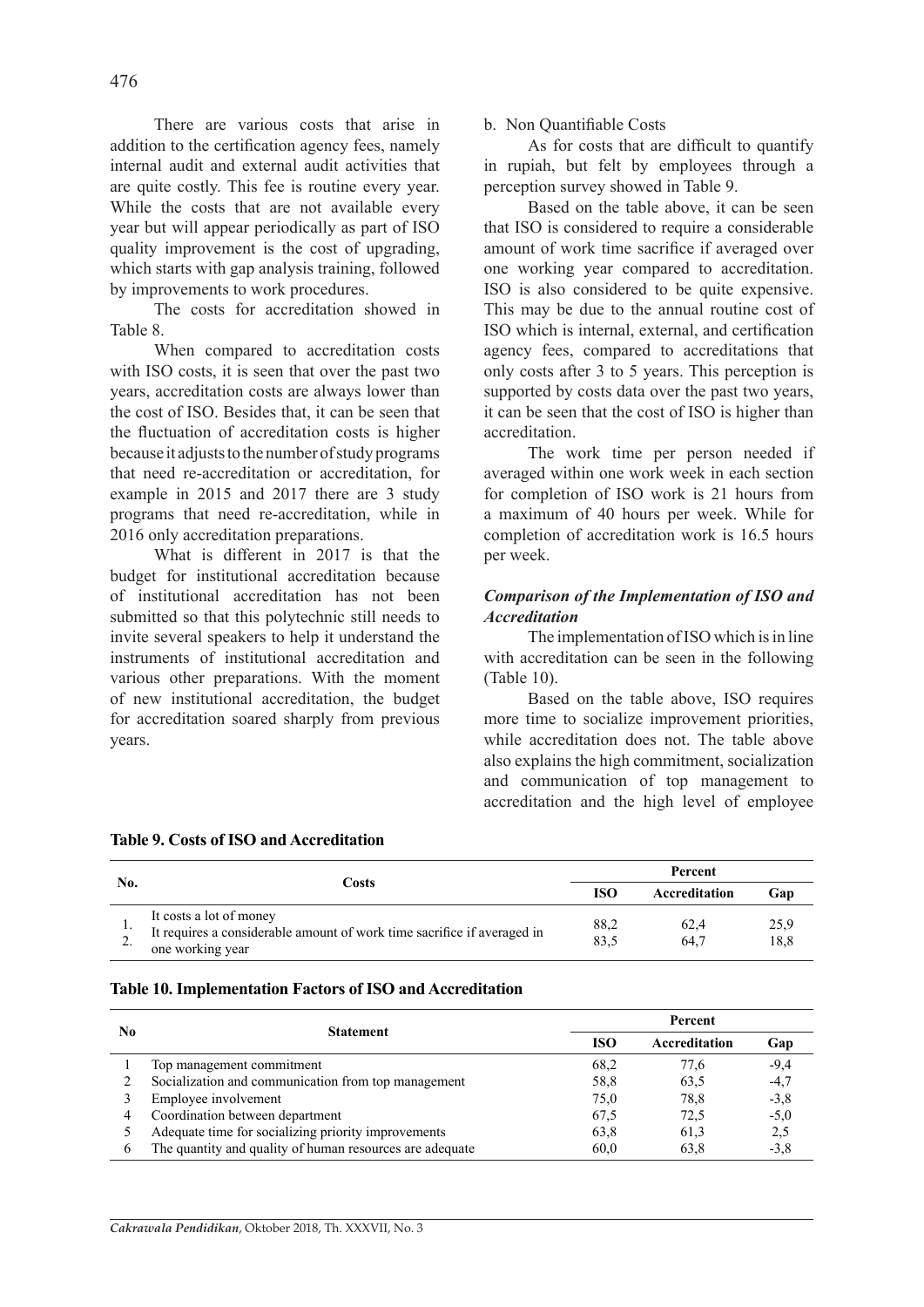There are various costs that arise in addition to the certification agency fees, namely internal audit and external audit activities that are quite costly. This fee is routine every year. While the costs that are not available every year but will appear periodically as part of ISO quality improvement is the cost of upgrading, which starts with gap analysis training, followed by improvements to work procedures.

The costs for accreditation showed in Table 8.

When compared to accreditation costs with ISO costs, it is seen that over the past two years, accreditation costs are always lower than the cost of ISO. Besides that, it can be seen that the fluctuation of accreditation costs is higher because it adjusts to the number of study programs that need re-accreditation or accreditation, for example in 2015 and 2017 there are 3 study programs that need re-accreditation, while in 2016 only accreditation preparations.

What is different in 2017 is that the budget for institutional accreditation because of institutional accreditation has not been submitted so that this polytechnic still needs to invite several speakers to help it understand the instruments of institutional accreditation and various other preparations. With the moment of new institutional accreditation, the budget for accreditation soared sharply from previous years.

b. Non Quantifiable Costs

As for costs that are difficult to quantify in rupiah, but felt by employees through a perception survey showed in Table 9.

Based on the table above, it can be seen that ISO is considered to require a considerable amount of work time sacrifice if averaged over one working year compared to accreditation. ISO is also considered to be quite expensive. This may be due to the annual routine cost of ISO which is internal, external, and certification agency fees, compared to accreditations that only costs after 3 to 5 years. This perception is supported by costs data over the past two years, it can be seen that the cost of ISO is higher than accreditation.

The work time per person needed if averaged within one work week in each section for completion of ISO work is 21 hours from a maximum of 40 hours per week. While for completion of accreditation work is 16.5 hours per week.

### *Comparison of the Implementation of ISO and Accreditation*

The implementation of ISO which is in line with accreditation can be seen in the following (Table 10).

Based on the table above, ISO requires more time to socialize improvement priorities, while accreditation does not. The table above also explains the high commitment, socialization and communication of top management to accreditation and the high level of employee

**Table 9. Costs of ISO and Accreditation**

| No. | Costs | Percent | | |
|---|---|---|---|---|
| | | ISO | Accreditation | Gap |
| 1. | It costs a lot of money | 88,2 | 62,4 | 25,9 |
| 2. | It requires a considerable amount of work time sacrifice if averaged in one working year | 83,5 | 64,7 | 18,8 |

**Table 10. Implementation Factors of ISO and Accreditation**

| No | Statement | Percent | | |
|---|---|---|---|---|
| | | ISO | Accreditation | Gap |
| 1 | Top management commitment | 68,2 | 77,6 | -9,4 |
| 2 | Socialization and communication from top management | 58,8 | 63,5 | -4,7 |
| 3 | Employee involvement | 75,0 | 78,8 | -3,8 |
| 4 | Coordination between department | 67,5 | 72,5 | -5,0 |
| 5 | Adequate time for socializing priority improvements | 63,8 | 61,3 | 2,5 |
| 6 | The quantity and quality of human resources are adequate | 60,0 | 63,8 | -3,8 |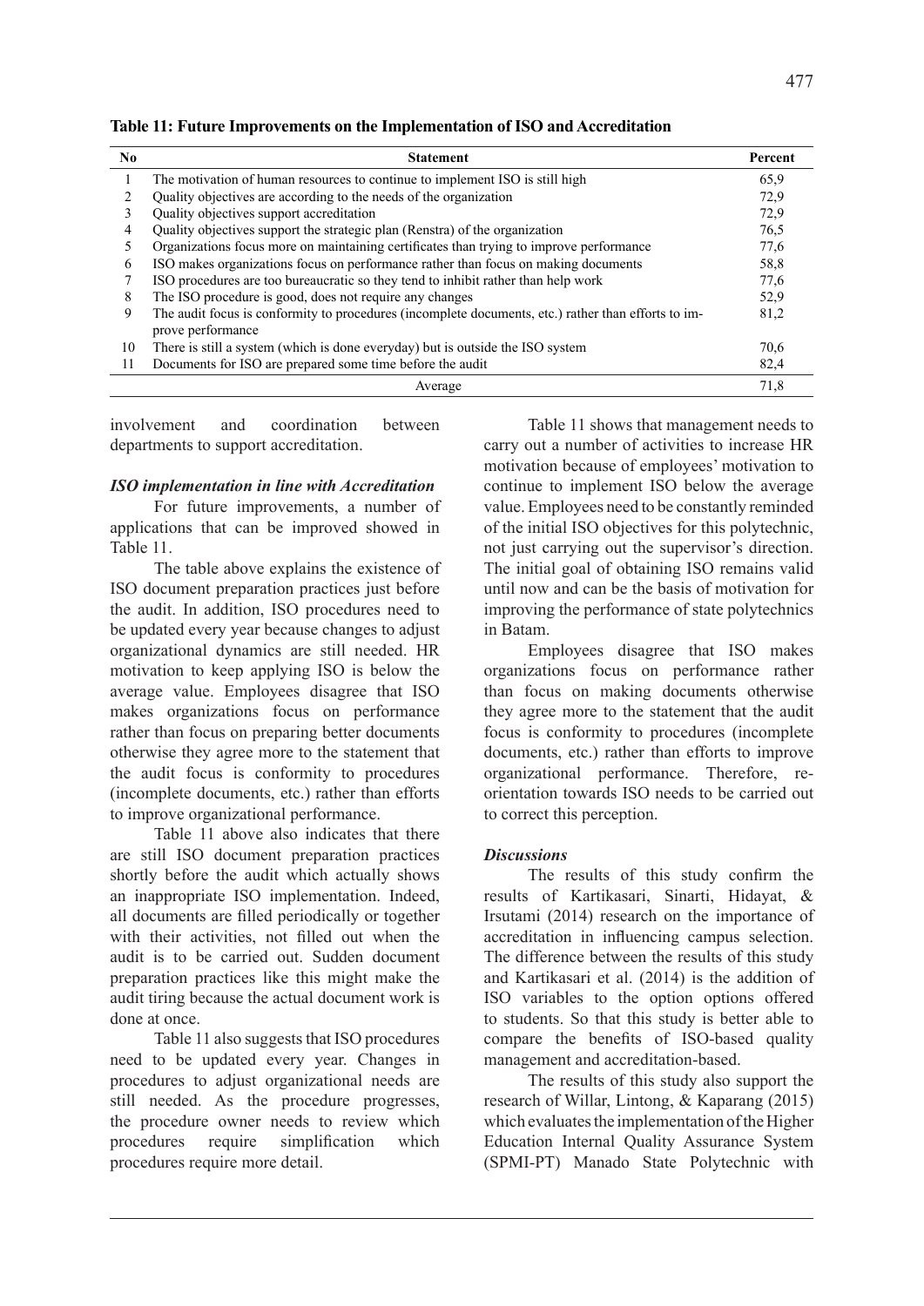**Table 11: Future Improvements on the Implementation of ISO and Accreditation**

| No | Statement | Percent |
|---|---|---|
| 1 | The motivation of human resources to continue to implement ISO is still high | 65,9 |
| 2 | Quality objectives are according to the needs of the organization | 72,9 |
| 3 | Quality objectives support accreditation | 72,9 |
| 4 | Quality objectives support the strategic plan (Renstra) of the organization | 76,5 |
| 5 | Organizations focus more on maintaining certificates than trying to improve performance | 77,6 |
| 6 | ISO makes organizations focus on performance rather than focus on making documents | 58,8 |
| 7 | ISO procedures are too bureaucratic so they tend to inhibit rather than help work | 77,6 |
| 8 | The ISO procedure is good, does not require any changes | 52,9 |
| 9 | The audit focus is conformity to procedures (incomplete documents, etc.) rather than efforts to improve performance | 81,2 |
| 10 | There is still a system (which is done everyday) but is outside the ISO system | 70,6 |
| 11 | Documents for ISO are prepared some time before the audit | 82,4 |
| | Average | 71,8 |

involvement and coordination between departments to support accreditation.

***ISO implementation in line with Accreditation***

For future improvements, a number of applications that can be improved showed in Table 11.

The table above explains the existence of ISO document preparation practices just before the audit. In addition, ISO procedures need to be updated every year because changes to adjust organizational dynamics are still needed. HR motivation to keep applying ISO is below the average value. Employees disagree that ISO makes organizations focus on performance rather than focus on preparing better documents otherwise they agree more to the statement that the audit focus is conformity to procedures (incomplete documents, etc.) rather than efforts to improve organizational performance.

Table 11 above also indicates that there are still ISO document preparation practices shortly before the audit which actually shows an inappropriate ISO implementation. Indeed, all documents are filled periodically or together with their activities, not filled out when the audit is to be carried out. Sudden document preparation practices like this might make the audit tiring because the actual document work is done at once.

Table 11 also suggests that ISO procedures need to be updated every year. Changes in procedures to adjust organizational needs are still needed. As the procedure progresses, the procedure owner needs to review which procedures require simplification which procedures require more detail.

Table 11 shows that management needs to carry out a number of activities to increase HR motivation because of employees' motivation to continue to implement ISO below the average value. Employees need to be constantly reminded of the initial ISO objectives for this polytechnic, not just carrying out the supervisor's direction. The initial goal of obtaining ISO remains valid until now and can be the basis of motivation for improving the performance of state polytechnics in Batam.

Employees disagree that ISO makes organizations focus on performance rather than focus on making documents otherwise they agree more to the statement that the audit focus is conformity to procedures (incomplete documents, etc.) rather than efforts to improve organizational performance. Therefore, re-orientation towards ISO needs to be carried out to correct this perception.

***Discussions***

The results of this study confirm the results of Kartikasari, Sinarti, Hidayat, & Irsutami (2014) research on the importance of accreditation in influencing campus selection. The difference between the results of this study and Kartikasari et al. (2014) is the addition of ISO variables to the option options offered to students. So that this study is better able to compare the benefits of ISO-based quality management and accreditation-based.

The results of this study also support the research of Willar, Lintong, & Kaparang (2015) which evaluates the implementation of the Higher Education Internal Quality Assurance System (SPMI-PT) Manado State Polytechnic with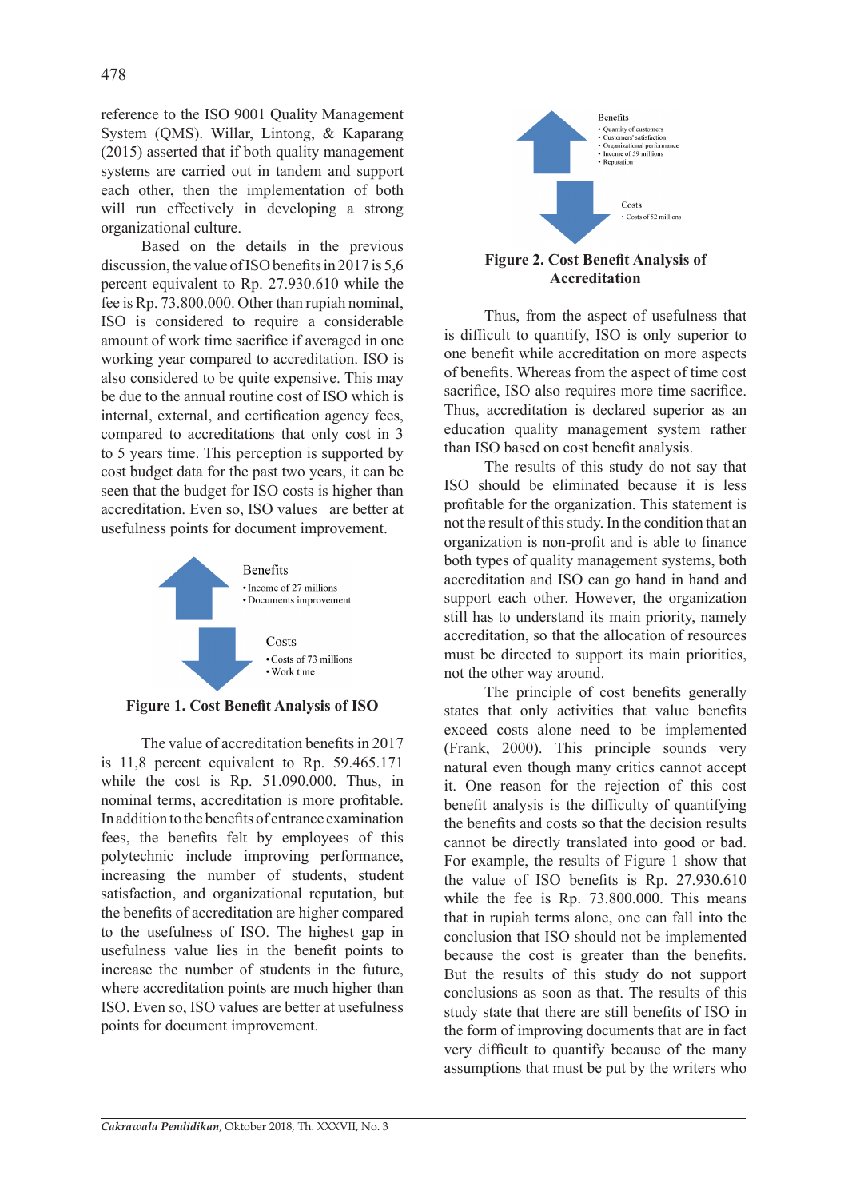reference to the ISO 9001 Quality Management System (QMS). Willar, Lintong, & Kaparang (2015) asserted that if both quality management systems are carried out in tandem and support each other, then the implementation of both will run effectively in developing a strong organizational culture.

Based on the details in the previous discussion, the value of ISO benefits in 2017 is 5,6 percent equivalent to Rp. 27.930.610 while the fee is Rp. 73.800.000. Other than rupiah nominal, ISO is considered to require a considerable amount of work time sacrifice if averaged in one working year compared to accreditation. ISO is also considered to be quite expensive. This may be due to the annual routine cost of ISO which is internal, external, and certification agency fees, compared to accreditations that only cost in 3 to 5 years time. This perception is supported by cost budget data for the past two years, it can be seen that the budget for ISO costs is higher than accreditation. Even so, ISO values are better at usefulness points for document improvement.

Benefits
- Income of 27 millions
- Documents improvement

Costs
- Costs of 73 millions
- Work time

**Figure 1. Cost Benefit Analysis of ISO**

The value of accreditation benefits in 2017 is 11,8 percent equivalent to Rp. 59.465.171 while the cost is Rp. 51.090.000. Thus, in nominal terms, accreditation is more profitable. In addition to the benefits of entrance examination fees, the benefits felt by employees of this polytechnic include improving performance, increasing the number of students, student satisfaction, and organizational reputation, but the benefits of accreditation are higher compared to the usefulness of ISO. The highest gap in usefulness value lies in the benefit points to increase the number of students in the future, where accreditation points are much higher than ISO. Even so, ISO values are better at usefulness points for document improvement.

Benefits
- Quantity of customers
- Customers' satisfaction
- Organizational performance
- Income of 59 millions
- Reputation

Costs
- Costs of 52 millions

**Figure 2. Cost Benefit Analysis of Accreditation**

Thus, from the aspect of usefulness that is difficult to quantify, ISO is only superior to one benefit while accreditation on more aspects of benefits. Whereas from the aspect of time cost sacrifice, ISO also requires more time sacrifice. Thus, accreditation is declared superior as an education quality management system rather than ISO based on cost benefit analysis.

The results of this study do not say that ISO should be eliminated because it is less profitable for the organization. This statement is not the result of this study. In the condition that an organization is non-profit and is able to finance both types of quality management systems, both accreditation and ISO can go hand in hand and support each other. However, the organization still has to understand its main priority, namely accreditation, so that the allocation of resources must be directed to support its main priorities, not the other way around.

The principle of cost benefits generally states that only activities that value benefits exceed costs alone need to be implemented (Frank, 2000). This principle sounds very natural even though many critics cannot accept it. One reason for the rejection of this cost benefit analysis is the difficulty of quantifying the benefits and costs so that the decision results cannot be directly translated into good or bad. For example, the results of Figure 1 show that the value of ISO benefits is Rp. 27.930.610 while the fee is Rp. 73.800.000. This means that in rupiah terms alone, one can fall into the conclusion that ISO should not be implemented because the cost is greater than the benefits. But the results of this study do not support conclusions as soon as that. The results of this study state that there are still benefits of ISO in the form of improving documents that are in fact very difficult to quantify because of the many assumptions that must be put by the writers who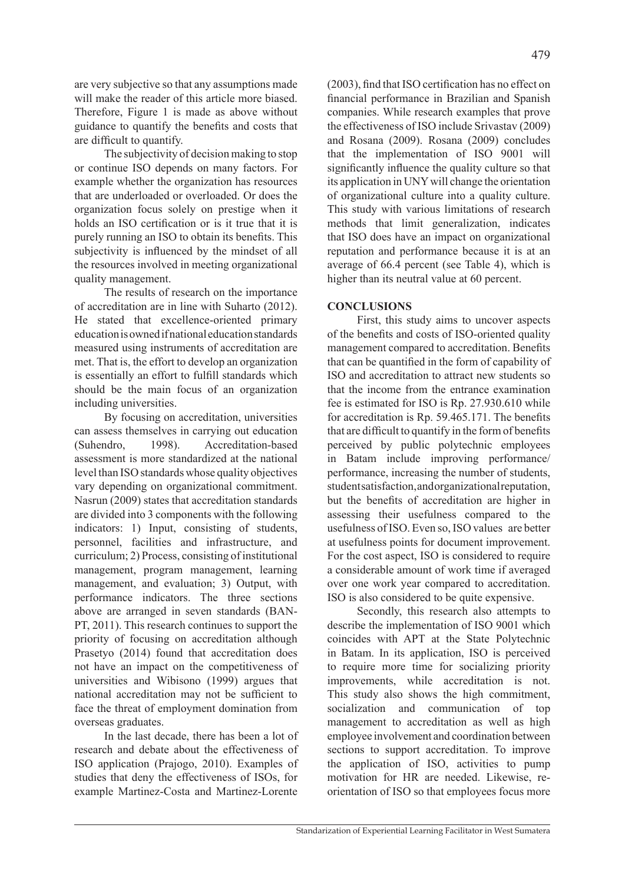are very subjective so that any assumptions made will make the reader of this article more biased. Therefore, Figure 1 is made as above without guidance to quantify the benefits and costs that are difficult to quantify.

The subjectivity of decision making to stop or continue ISO depends on many factors. For example whether the organization has resources that are underloaded or overloaded. Or does the organization focus solely on prestige when it holds an ISO certification or is it true that it is purely running an ISO to obtain its benefits. This subjectivity is influenced by the mindset of all the resources involved in meeting organizational quality management.

The results of research on the importance of accreditation are in line with Suharto (2012). He stated that excellence-oriented primary education is owned if national education standards measured using instruments of accreditation are met. That is, the effort to develop an organization is essentially an effort to fulfill standards which should be the main focus of an organization including universities.

By focusing on accreditation, universities can assess themselves in carrying out education (Suhendro, 1998). Accreditation-based assessment is more standardized at the national level than ISO standards whose quality objectives vary depending on organizational commitment. Nasrun (2009) states that accreditation standards are divided into 3 components with the following indicators: 1) Input, consisting of students, personnel, facilities and infrastructure, and curriculum; 2) Process, consisting of institutional management, program management, learning management, and evaluation; 3) Output, with performance indicators. The three sections above are arranged in seven standards (BAN-PT, 2011). This research continues to support the priority of focusing on accreditation although Prasetyo (2014) found that accreditation does not have an impact on the competitiveness of universities and Wibisono (1999) argues that national accreditation may not be sufficient to face the threat of employment domination from overseas graduates.

In the last decade, there has been a lot of research and debate about the effectiveness of ISO application (Prajogo, 2010). Examples of studies that deny the effectiveness of ISOs, for example Martinez-Costa and Martinez-Lorente (2003), find that ISO certification has no effect on financial performance in Brazilian and Spanish companies. While research examples that prove the effectiveness of ISO include Srivastav (2009) and Rosana (2009). Rosana (2009) concludes that the implementation of ISO 9001 will significantly influence the quality culture so that its application in UNY will change the orientation of organizational culture into a quality culture. This study with various limitations of research methods that limit generalization, indicates that ISO does have an impact on organizational reputation and performance because it is at an average of 66.4 percent (see Table 4), which is higher than its neutral value at 60 percent.

## CONCLUSIONS

First, this study aims to uncover aspects of the benefits and costs of ISO-oriented quality management compared to accreditation. Benefits that can be quantified in the form of capability of ISO and accreditation to attract new students so that the income from the entrance examination fee is estimated for ISO is Rp. 27.930.610 while for accreditation is Rp. 59.465.171. The benefits that are difficult to quantify in the form of benefits perceived by public polytechnic employees in Batam include improving performance/performance, increasing the number of students, student satisfaction, and organizational reputation, but the benefits of accreditation are higher in assessing their usefulness compared to the usefulness of ISO. Even so, ISO values are better at usefulness points for document improvement. For the cost aspect, ISO is considered to require a considerable amount of work time if averaged over one work year compared to accreditation. ISO is also considered to be quite expensive.

Secondly, this research also attempts to describe the implementation of ISO 9001 which coincides with APT at the State Polytechnic in Batam. In its application, ISO is perceived to require more time for socializing priority improvements, while accreditation is not. This study also shows the high commitment, socialization and communication of top management to accreditation as well as high employee involvement and coordination between sections to support accreditation. To improve the application of ISO, activities to pump motivation for HR are needed. Likewise, re-orientation of ISO so that employees focus more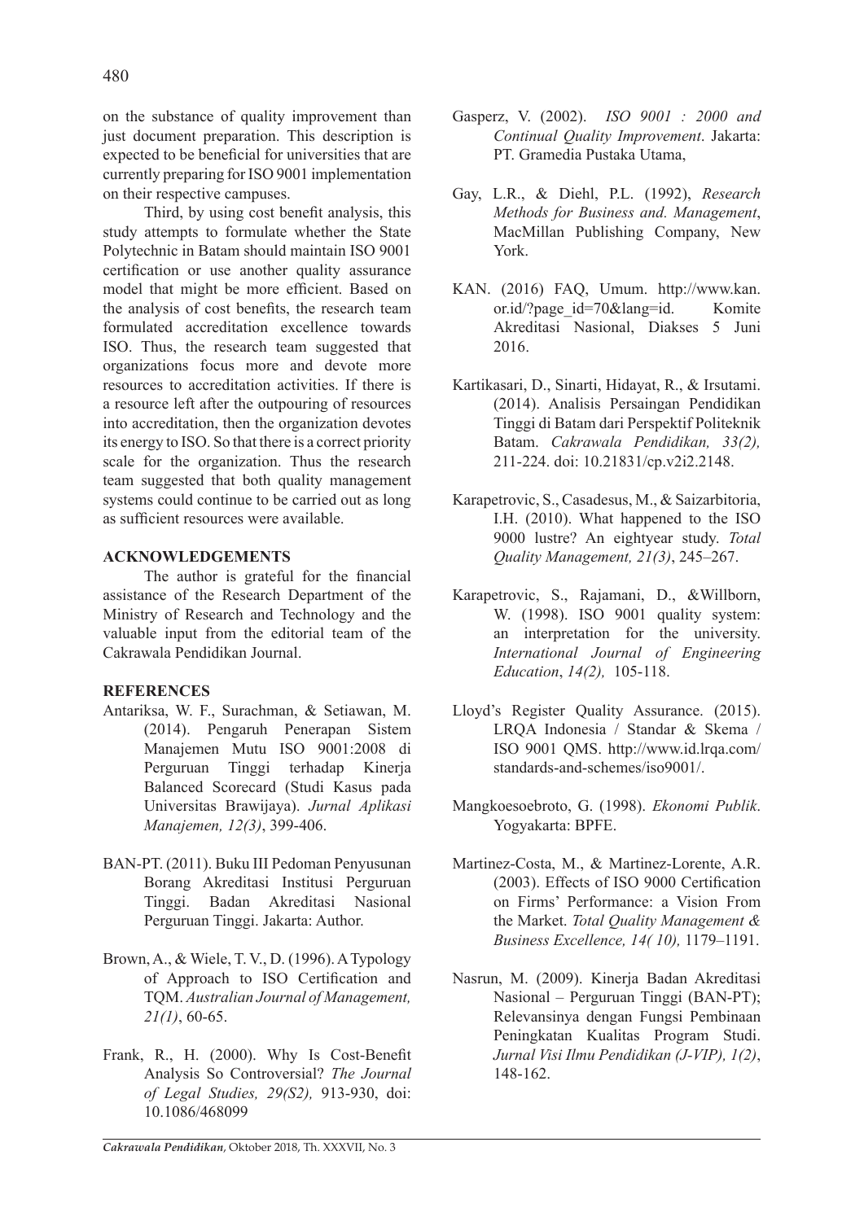on the substance of quality improvement than just document preparation. This description is expected to be beneficial for universities that are currently preparing for ISO 9001 implementation on their respective campuses.

Third, by using cost benefit analysis, this study attempts to formulate whether the State Polytechnic in Batam should maintain ISO 9001 certification or use another quality assurance model that might be more efficient. Based on the analysis of cost benefits, the research team formulated accreditation excellence towards ISO. Thus, the research team suggested that organizations focus more and devote more resources to accreditation activities. If there is a resource left after the outpouring of resources into accreditation, then the organization devotes its energy to ISO. So that there is a correct priority scale for the organization. Thus the research team suggested that both quality management systems could continue to be carried out as long as sufficient resources were available.

## ACKNOWLEDGEMENTS

The author is grateful for the financial assistance of the Research Department of the Ministry of Research and Technology and the valuable input from the editorial team of the Cakrawala Pendidikan Journal.

## REFERENCES

Antariksa, W. F., Surachman, & Setiawan, M. (2014). Pengaruh Penerapan Sistem Manajemen Mutu ISO 9001:2008 di Perguruan Tinggi terhadap Kinerja Balanced Scorecard (Studi Kasus pada Universitas Brawijaya). *Jurnal Aplikasi Manajemen, 12(3)*, 399-406.

BAN-PT. (2011). Buku III Pedoman Penyusunan Borang Akreditasi Institusi Perguruan Tinggi. Badan Akreditasi Nasional Perguruan Tinggi. Jakarta: Author.

Brown, A., & Wiele, T. V., D. (1996). A Typology of Approach to ISO Certification and TQM. *Australian Journal of Management, 21(1)*, 60-65.

Frank, R., H. (2000). Why Is Cost-Benefit Analysis So Controversial? *The Journal of Legal Studies, 29(S2),* 913-930, doi: 10.1086/468099

Gasperz, V. (2002). *ISO 9001 : 2000 and Continual Quality Improvement*. Jakarta: PT. Gramedia Pustaka Utama,

Gay, L.R., & Diehl, P.L. (1992), *Research Methods for Business and. Management*, MacMillan Publishing Company, New York.

KAN. (2016) FAQ, Umum. http://www.kan.or.id/?page_id=70&lang=id. Komite Akreditasi Nasional, Diakses 5 Juni 2016.

Kartikasari, D., Sinarti, Hidayat, R., & Irsutami. (2014). Analisis Persaingan Pendidikan Tinggi di Batam dari Perspektif Politeknik Batam. *Cakrawala Pendidikan, 33(2),* 211-224. doi: 10.21831/cp.v2i2.2148.

Karapetrovic, S., Casadesus, M., & Saizarbitoria, I.H. (2010). What happened to the ISO 9000 lustre? An eightyear study. *Total Quality Management, 21(3)*, 245–267.

Karapetrovic, S., Rajamani, D., &Willborn, W. (1998). ISO 9001 quality system: an interpretation for the university. *International Journal of Engineering Education*, *14(2),* 105-118.

Lloyd's Register Quality Assurance. (2015). LRQA Indonesia / Standar & Skema / ISO 9001 QMS. http://www.id.lrqa.com/standards-and-schemes/iso9001/.

Mangkoesoebroto, G. (1998). *Ekonomi Publik*. Yogyakarta: BPFE.

Martinez-Costa, M., & Martinez-Lorente, A.R. (2003). Effects of ISO 9000 Certification on Firms' Performance: a Vision From the Market. *Total Quality Management & Business Excellence, 14( 10),* 1179–1191.

Nasrun, M. (2009). Kinerja Badan Akreditasi Nasional – Perguruan Tinggi (BAN-PT); Relevansinya dengan Fungsi Pembinaan Peningkatan Kualitas Program Studi. *Jurnal Visi Ilmu Pendidikan (J-VIP), 1(2)*, 148-162.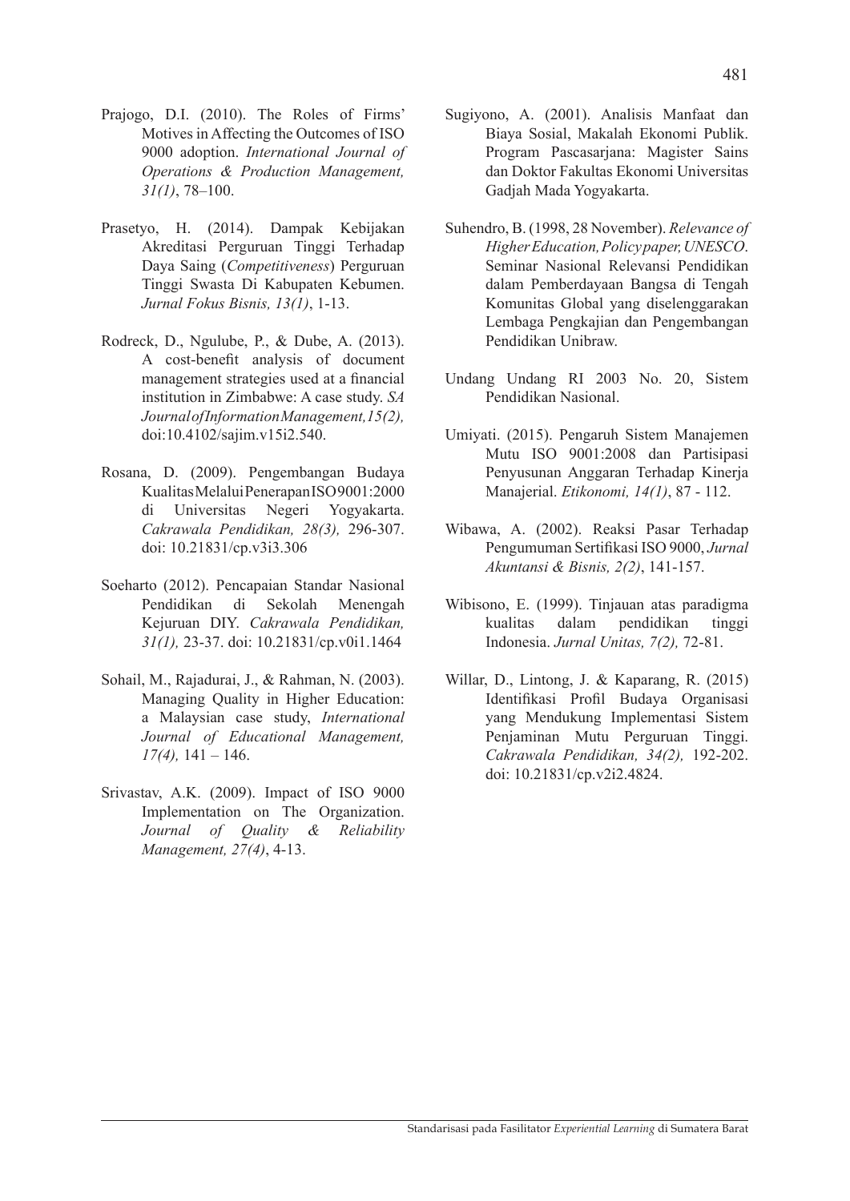Prajogo, D.I. (2010). The Roles of Firms' Motives in Affecting the Outcomes of ISO 9000 adoption. *International Journal of Operations & Production Management, 31(1)*, 78–100.

Prasetyo, H. (2014). Dampak Kebijakan Akreditasi Perguruan Tinggi Terhadap Daya Saing (*Competitiveness*) Perguruan Tinggi Swasta Di Kabupaten Kebumen. *Jurnal Fokus Bisnis, 13(1)*, 1-13.

Rodreck, D., Ngulube, P., & Dube, A. (2013). A cost-benefit analysis of document management strategies used at a financial institution in Zimbabwe: A case study. *SA Journal of Information Management, 15(2),* doi:10.4102/sajim.v15i2.540.

Rosana, D. (2009). Pengembangan Budaya Kualitas Melalui Penerapan ISO 9001:2000 di Universitas Negeri Yogyakarta. *Cakrawala Pendidikan, 28(3),* 296-307. doi: 10.21831/cp.v3i3.306

Soeharto (2012). Pencapaian Standar Nasional Pendidikan di Sekolah Menengah Kejuruan DIY. *Cakrawala Pendidikan, 31(1),* 23-37. doi: 10.21831/cp.v0i1.1464

Sohail, M., Rajadurai, J., & Rahman, N. (2003). Managing Quality in Higher Education: a Malaysian case study, *International Journal of Educational Management, 17(4),* 141 – 146.

Srivastav, A.K. (2009). Impact of ISO 9000 Implementation on The Organization. *Journal of Quality & Reliability Management, 27(4)*, 4-13.

Sugiyono, A. (2001). Analisis Manfaat dan Biaya Sosial, Makalah Ekonomi Publik. Program Pascasarjana: Magister Sains dan Doktor Fakultas Ekonomi Universitas Gadjah Mada Yogyakarta.

Suhendro, B. (1998, 28 November). *Relevance of Higher Education, Policy paper, UNESCO*. Seminar Nasional Relevansi Pendidikan dalam Pemberdayaan Bangsa di Tengah Komunitas Global yang diselenggarakan Lembaga Pengkajian dan Pengembangan Pendidikan Unibraw.

Undang Undang RI 2003 No. 20, Sistem Pendidikan Nasional.

Umiyati. (2015). Pengaruh Sistem Manajemen Mutu ISO 9001:2008 dan Partisipasi Penyusunan Anggaran Terhadap Kinerja Manajerial. *Etikonomi, 14(1)*, 87 - 112.

Wibawa, A. (2002). Reaksi Pasar Terhadap Pengumuman Sertifikasi ISO 9000, *Jurnal Akuntansi & Bisnis, 2(2)*, 141-157.

Wibisono, E. (1999). Tinjauan atas paradigma kualitas dalam pendidikan tinggi Indonesia. *Jurnal Unitas, 7(2),* 72-81.

Willar, D., Lintong, J. & Kaparang, R. (2015) Identifikasi Profil Budaya Organisasi yang Mendukung Implementasi Sistem Penjaminan Mutu Perguruan Tinggi. *Cakrawala Pendidikan, 34(2),* 192-202. doi: 10.21831/cp.v2i2.4824.